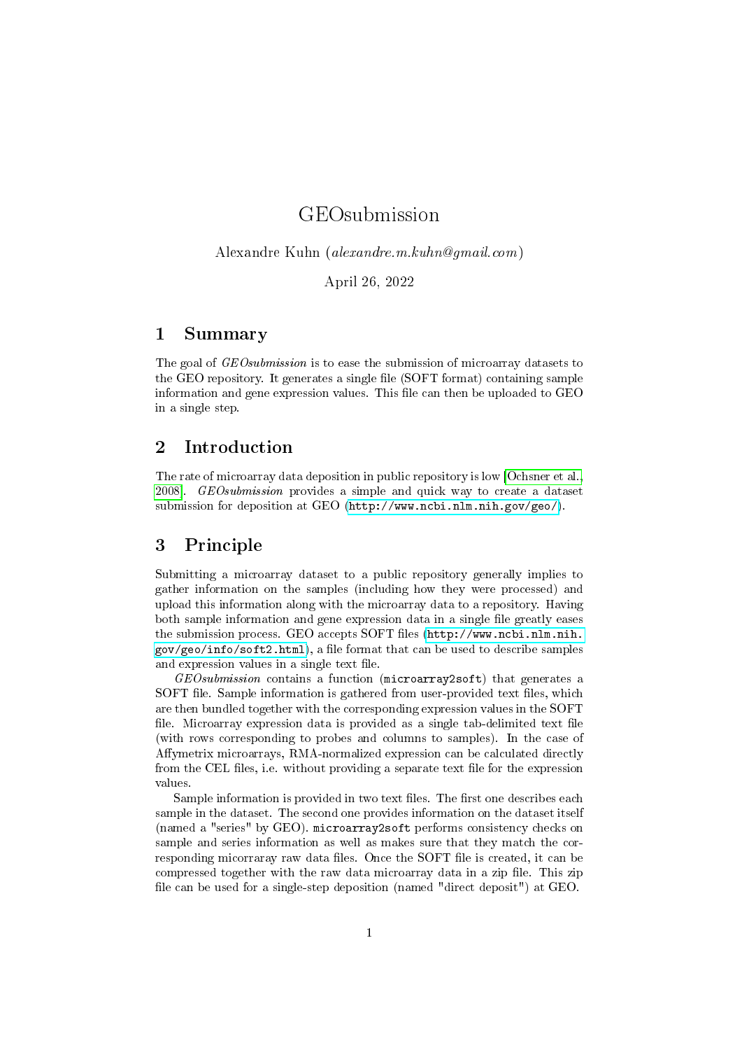# GEOsubmission

Alexandre Kuhn (*alexandre.m.kuhn@gmail.com*)

April 26, 2022

## 1 Summary

The goal of *GEOsubmission* is to ease the submission of microarray datasets to the GEO repository. It generates a single file (SOFT format) containing sample information and gene expression values. This file can then be uploaded to GEO in a single step.

## 2 Introduction

The rate of microarray data deposition in public repository is low [Ochsner et al., 2008]. *GEOsubmission* provides a simple and quick way to create a dataset submission for deposition at GEO (`http://www.ncbi.nlm.nih.gov/geo/`).

## 3 Principle

Submitting a microarray dataset to a public repository generally implies to gather information on the samples (including how they were processed) and upload this information along with the microarray data to a repository. Having both sample information and gene expression data in a single file greatly eases the submission process. GEO accepts SOFT files (`http://www.ncbi.nlm.nih.gov/geo/info/soft2.html`), a file format that can be used to describe samples and expression values in a single text file.

*GEOsubmission* contains a function (`microarray2soft`) that generates a SOFT file. Sample information is gathered from user-provided text files, which are then bundled together with the corresponding expression values in the SOFT file. Microarray expression data is provided as a single tab-delimited text file (with rows corresponding to probes and columns to samples). In the case of Affymetrix microarrays, RMA-normalized expression can be calculated directly from the CEL files, i.e. without providing a separate text file for the expression values.

Sample information is provided in two text files. The first one describes each sample in the dataset. The second one provides information on the dataset itself (named a "series" by GEO). `microarray2soft` performs consistency checks on sample and series information as well as makes sure that they match the corresponding micorraray raw data files. Once the SOFT file is created, it can be compressed together with the raw data microarray data in a zip file. This zip file can be used for a single-step deposition (named "direct deposit") at GEO.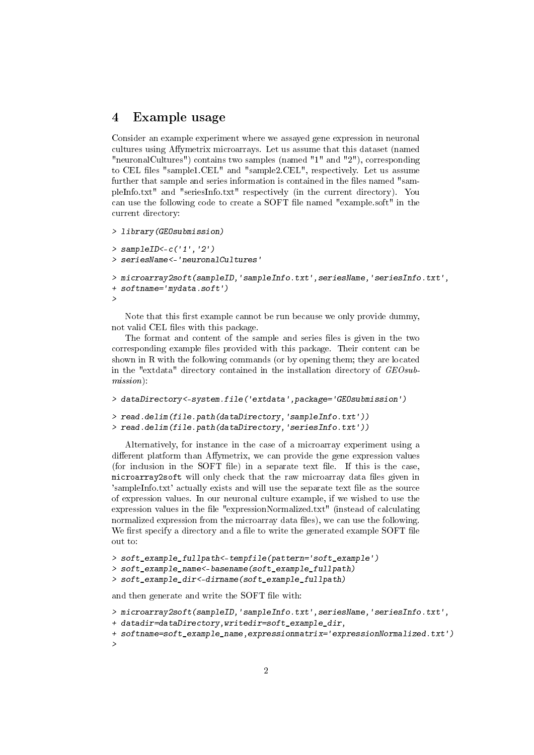## 4 Example usage

Consider an example experiment where we assayed gene expression in neuronal cultures using Affymetrix microarrays. Let us assume that this dataset (named "neuronalCultures") contains two samples (named "1" and "2"), corresponding to CEL files "sample1.CEL" and "sample2.CEL", respectively. Let us assume further that sample and series information is contained in the files named "sampleInfo.txt" and "seriesInfo.txt" respectively (in the current directory). You can use the following code to create a SOFT file named "example.soft" in the current directory:

```
> library(GEOsubmission)

> sampleID<-c('1','2')
> seriesName<-'neuronalCultures'

> microarray2soft(sampleID,'sampleInfo.txt',seriesName,'seriesInfo.txt',
+ softname='mydata.soft')
>
```

Note that this first example cannot be run because we only provide dummy, not valid CEL files with this package.

The format and content of the sample and series files is given in the two corresponding example files provided with this package. Their content can be shown in R with the following commands (or by opening them; they are located in the "extdata" directory contained in the installation directory of *GEOsubmission*):

```
> dataDirectory<-system.file('extdata',package='GEOsubmission')

> read.delim(file.path(dataDirectory,'sampleInfo.txt'))
> read.delim(file.path(dataDirectory,'seriesInfo.txt'))
```

Alternatively, for instance in the case of a microarray experiment using a different platform than Affymetrix, we can provide the gene expression values (for inclusion in the SOFT file) in a separate text file. If this is the case, `microarray2soft` will only check that the raw microarray data files given in 'sampleInfo.txt' actually exists and will use the separate text file as the source of expression values. In our neuronal culture example, if we wished to use the expression values in the file "expressionNormalized.txt" (instead of calculating normalized expression from the microarray data files), we can use the following. We first specify a directory and a file to write the generated example SOFT file out to:

```
> soft_example_fullpath<-tempfile(pattern='soft_example')
> soft_example_name<-basename(soft_example_fullpath)
> soft_example_dir<-dirname(soft_example_fullpath)
```

and then generate and write the SOFT file with:

```
> microarray2soft(sampleID,'sampleInfo.txt',seriesName,'seriesInfo.txt',
+ datadir=dataDirectory,writedir=soft_example_dir,
+ softname=soft_example_name,expressionmatrix='expressionNormalized.txt')
>
```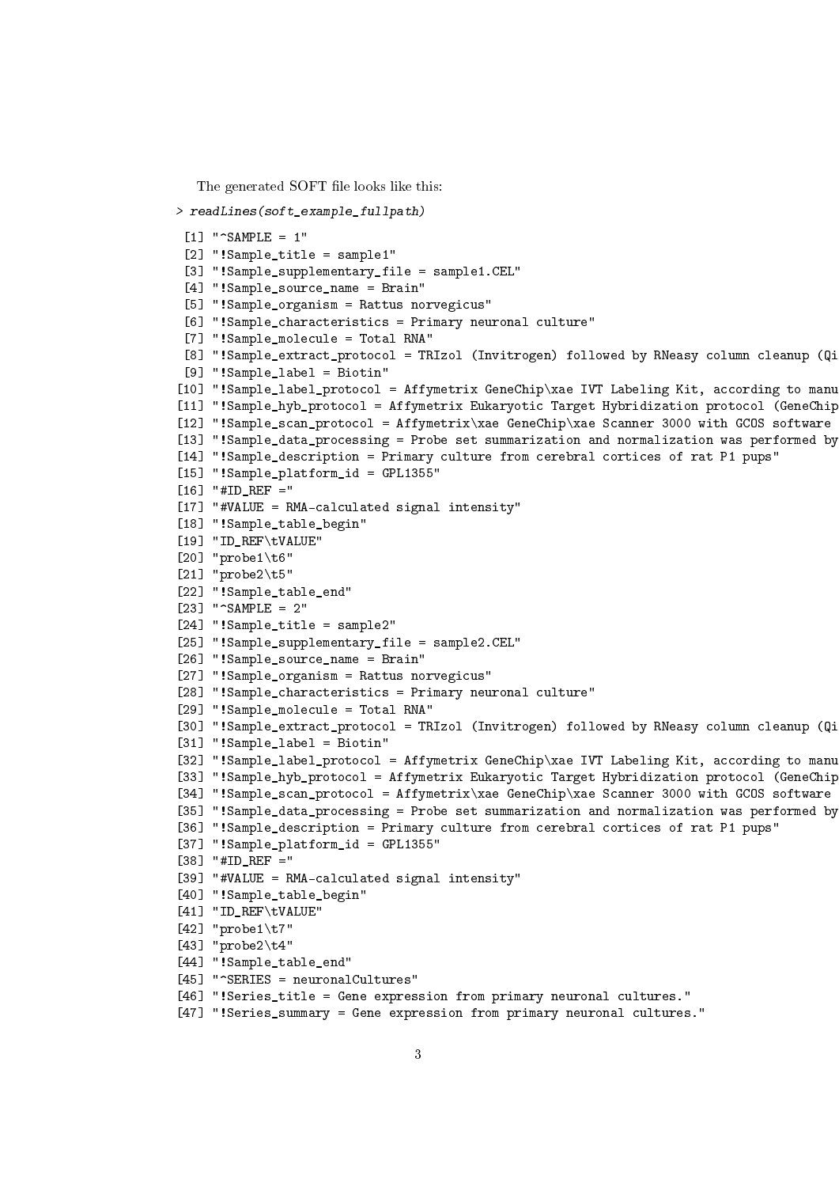The generated SOFT file looks like this:

```
> readLines(soft_example_fullpath)

 [1] "^SAMPLE = 1"
 [2] "!Sample_title = sample1"
 [3] "!Sample_supplementary_file = sample1.CEL"
 [4] "!Sample_source_name = Brain"
 [5] "!Sample_organism = Rattus norvegicus"
 [6] "!Sample_characteristics = Primary neuronal culture"
 [7] "!Sample_molecule = Total RNA"
 [8] "!Sample_extract_protocol = TRIzol (Invitrogen) followed by RNeasy column cleanup (Qi
 [9] "!Sample_label = Biotin"
[10] "!Sample_label_protocol = Affymetrix GeneChip\xae IVT Labeling Kit, according to manu
[11] "!Sample_hyb_protocol = Affymetrix Eukaryotic Target Hybridization protocol (GeneChip
[12] "!Sample_scan_protocol = Affymetrix\xae GeneChip\xae Scanner 3000 with GCOS software
[13] "!Sample_data_processing = Probe set summarization and normalization was performed by
[14] "!Sample_description = Primary culture from cerebral cortices of rat P1 pups"
[15] "!Sample_platform_id = GPL1355"
[16] "#ID_REF ="
[17] "#VALUE = RMA-calculated signal intensity"
[18] "!Sample_table_begin"
[19] "ID_REF\tVALUE"
[20] "probe1\t6"
[21] "probe2\t5"
[22] "!Sample_table_end"
[23] "^SAMPLE = 2"
[24] "!Sample_title = sample2"
[25] "!Sample_supplementary_file = sample2.CEL"
[26] "!Sample_source_name = Brain"
[27] "!Sample_organism = Rattus norvegicus"
[28] "!Sample_characteristics = Primary neuronal culture"
[29] "!Sample_molecule = Total RNA"
[30] "!Sample_extract_protocol = TRIzol (Invitrogen) followed by RNeasy column cleanup (Qi
[31] "!Sample_label = Biotin"
[32] "!Sample_label_protocol = Affymetrix GeneChip\xae IVT Labeling Kit, according to manu
[33] "!Sample_hyb_protocol = Affymetrix Eukaryotic Target Hybridization protocol (GeneChip
[34] "!Sample_scan_protocol = Affymetrix\xae GeneChip\xae Scanner 3000 with GCOS software
[35] "!Sample_data_processing = Probe set summarization and normalization was performed by
[36] "!Sample_description = Primary culture from cerebral cortices of rat P1 pups"
[37] "!Sample_platform_id = GPL1355"
[38] "#ID_REF ="
[39] "#VALUE = RMA-calculated signal intensity"
[40] "!Sample_table_begin"
[41] "ID_REF\tVALUE"
[42] "probe1\t7"
[43] "probe2\t4"
[44] "!Sample_table_end"
[45] "^SERIES = neuronalCultures"
[46] "!Series_title = Gene expression from primary neuronal cultures."
[47] "!Series_summary = Gene expression from primary neuronal cultures."
```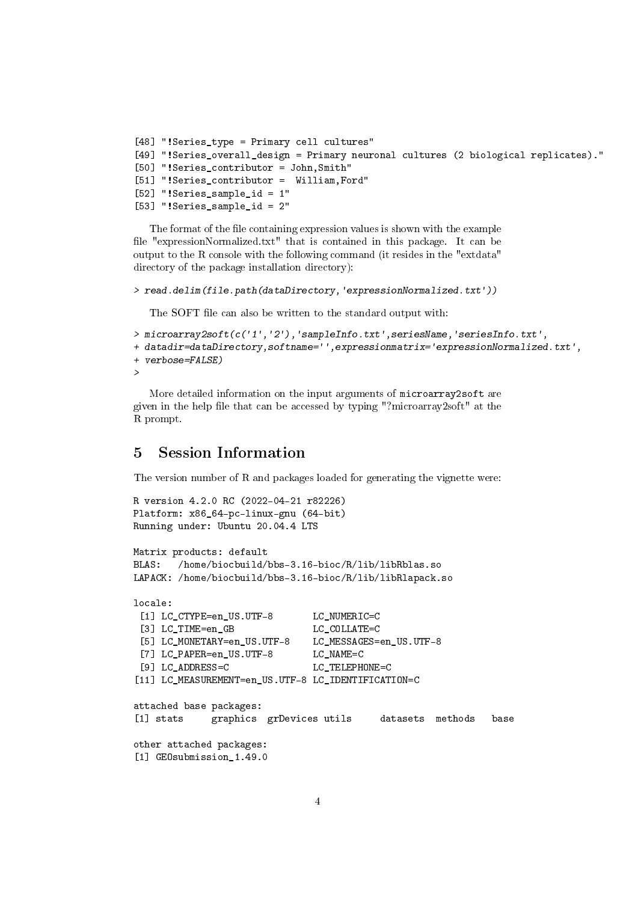```
[48] "!Series_type = Primary cell cultures"
[49] "!Series_overall_design = Primary neuronal cultures (2 biological replicates)."
[50] "!Series_contributor = John,Smith"
[51] "!Series_contributor =  William,Ford"
[52] "!Series_sample_id = 1"
[53] "!Series_sample_id = 2"
```

The format of the file containing expression values is shown with the example file "expressionNormalized.txt" that is contained in this package. It can be output to the R console with the following command (it resides in the "extdata" directory of the package installation directory):

```
> read.delim(file.path(dataDirectory,'expressionNormalized.txt'))
```

The SOFT file can also be written to the standard output with:

```
> microarray2soft(c('1','2'),'sampleInfo.txt',seriesName,'seriesInfo.txt',
+ datadir=dataDirectory,softname='',expressionmatrix='expressionNormalized.txt',
+ verbose=FALSE)
>
```

More detailed information on the input arguments of microarray2soft are given in the help file that can be accessed by typing "?microarray2soft" at the R prompt.

## 5 Session Information

The version number of R and packages loaded for generating the vignette were:

```
R version 4.2.0 RC (2022-04-21 r82226)
Platform: x86_64-pc-linux-gnu (64-bit)
Running under: Ubuntu 20.04.4 LTS

Matrix products: default
BLAS:   /home/biocbuild/bbs-3.16-bioc/R/lib/libRblas.so
LAPACK: /home/biocbuild/bbs-3.16-bioc/R/lib/libRlapack.so

locale:
 [1] LC_CTYPE=en_US.UTF-8       LC_NUMERIC=C
 [3] LC_TIME=en_GB              LC_COLLATE=C
 [5] LC_MONETARY=en_US.UTF-8    LC_MESSAGES=en_US.UTF-8
 [7] LC_PAPER=en_US.UTF-8       LC_NAME=C
 [9] LC_ADDRESS=C               LC_TELEPHONE=C
[11] LC_MEASUREMENT=en_US.UTF-8 LC_IDENTIFICATION=C

attached base packages:
[1] stats     graphics  grDevices utils     datasets  methods   base

other attached packages:
[1] GEOsubmission_1.49.0
```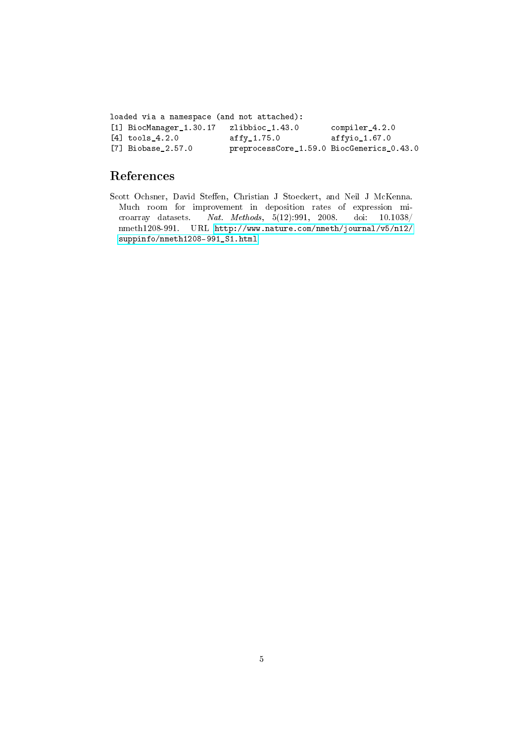```
loaded via a namespace (and not attached):
[1] BiocManager_1.30.17   zlibbioc_1.43.0       compiler_4.2.0
[4] tools_4.2.0           affy_1.75.0           affyio_1.67.0
[7] Biobase_2.57.0        preprocessCore_1.59.0 BiocGenerics_0.43.0
```

## References

Scott Ochsner, David Steffen, Christian J Stoeckert, and Neil J McKenna. Much room for improvement in deposition rates of expression microarray datasets. *Nat. Methods*, 5(12):991, 2008. doi: 10.1038/nmeth1208-991. URL http://www.nature.com/nmeth/journal/v5/n12/suppinfo/nmeth1208-991_S1.html